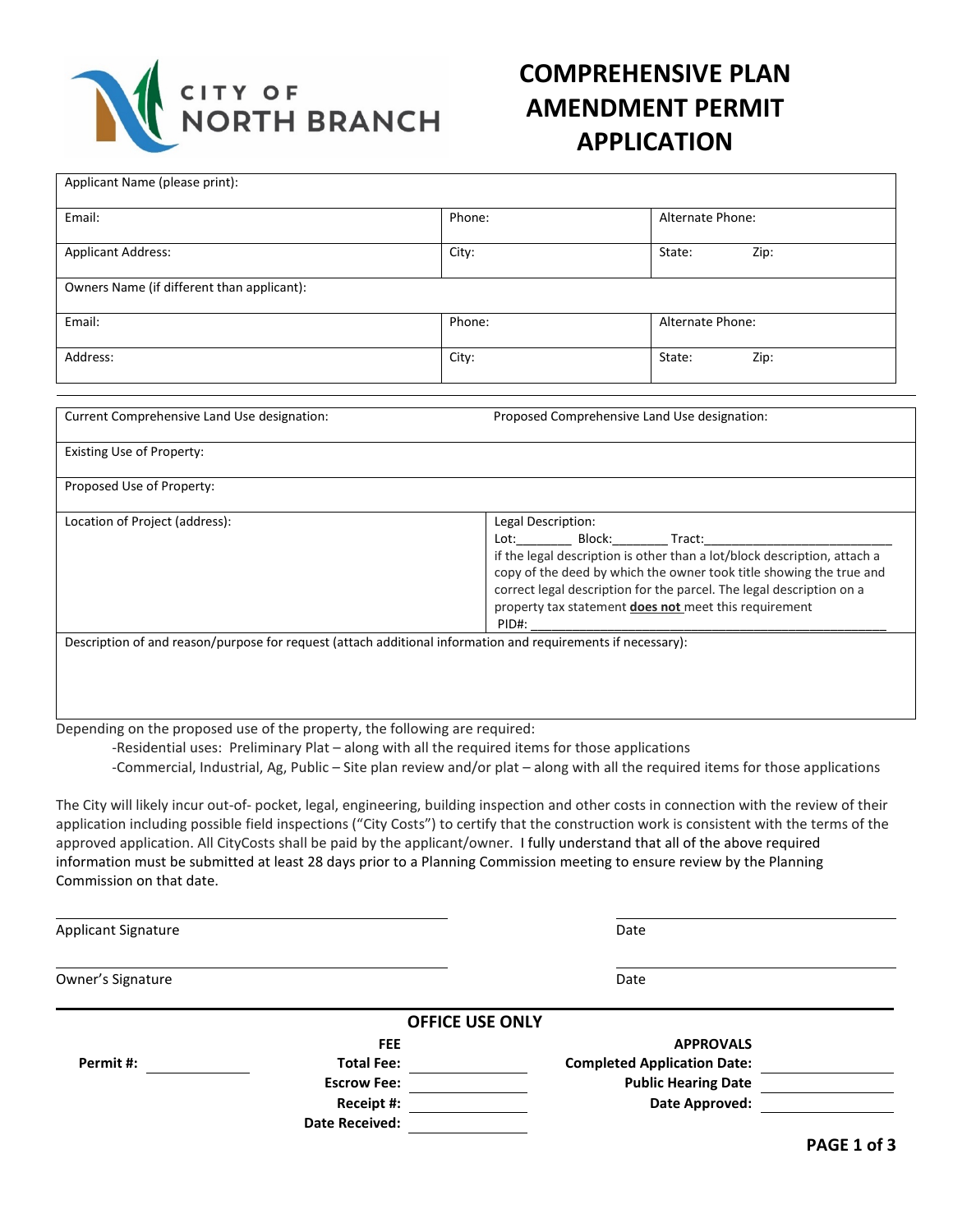CITY OF NORTH BRANCH

# COMPREHENSIVE PLAN AMENDMENT PERMIT APPLICATION

| | | |
|---|---|---|
| Applicant Name (please print): | | |
| Email: | Phone: | Alternate Phone: |
| Applicant Address: | City: | State: Zip: |
| Owners Name (if different than applicant): | | |
| Email: | Phone: | Alternate Phone: |
| Address: | City: | State: Zip: |

| | |
|---|---|
| Current Comprehensive Land Use designation: | Proposed Comprehensive Land Use designation: |
| Existing Use of Property: | |
| Proposed Use of Property: | |
| Location of Project (address): | Legal Description:<br>Lot:________ Block:________ Tract:___________________________<br>if the legal description is other than a lot/block description, attach a copy of the deed by which the owner took title showing the true and correct legal description for the parcel. The legal description on a property tax statement **does not** meet this requirement<br>PID#: ___________________________________________________ |
| Description of and reason/purpose for request (attach additional information and requirements if necessary): | |

Depending on the proposed use of the property, the following are required:

- -Residential uses: Preliminary Plat – along with all the required items for those applications
- -Commercial, Industrial, Ag, Public – Site plan review and/or plat – along with all the required items for those applications

The City will likely incur out-of- pocket, legal, engineering, building inspection and other costs in connection with the review of their application including possible field inspections ("City Costs") to certify that the construction work is consistent with the terms of the approved application. All CityCosts shall be paid by the applicant/owner. I fully understand that all of the above required information must be submitted at least 28 days prior to a Planning Commission meeting to ensure review by the Planning Commission on that date.

______________________________ Applicant Signature ______________________________ Date

______________________________ Owner's Signature ______________________________ Date

**OFFICE USE ONLY**

| | | | |
|---|---|---|---|
| **Permit #:** ________ | **FEE** | | **APPROVALS** |
| | **Total Fee:** ________ | | **Completed Application Date:** ________ |
| | **Escrow Fee:** ________ | | **Public Hearing Date** ________ |
| | **Receipt #:** ________ | | **Date Approved:** ________ |
| | **Date Received:** ________ | | |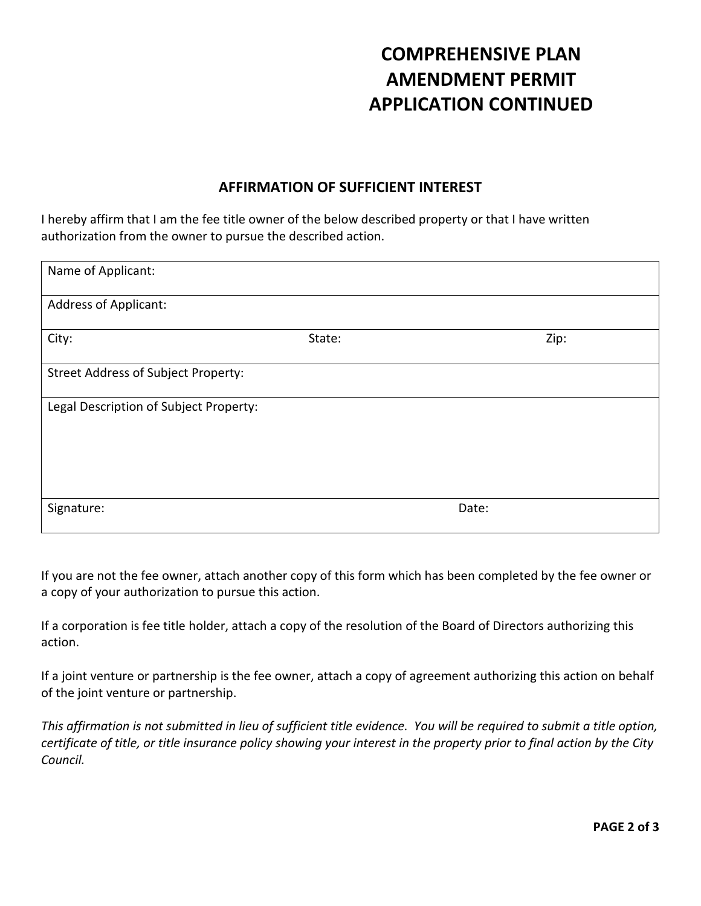# COMPREHENSIVE PLAN AMENDMENT PERMIT APPLICATION CONTINUED

## AFFIRMATION OF SUFFICIENT INTEREST

I hereby affirm that I am the fee title owner of the below described property or that I have written authorization from the owner to pursue the described action.

| | | |
|---|---|---|
| Name of Applicant: | | |
| Address of Applicant: | | |
| City: | State: | Zip: |
| Street Address of Subject Property: | | |
| Legal Description of Subject Property: | | |
| Signature: | | Date: |

If you are not the fee owner, attach another copy of this form which has been completed by the fee owner or a copy of your authorization to pursue this action.

If a corporation is fee title holder, attach a copy of the resolution of the Board of Directors authorizing this action.

If a joint venture or partnership is the fee owner, attach a copy of agreement authorizing this action on behalf of the joint venture or partnership.

*This affirmation is not submitted in lieu of sufficient title evidence. You will be required to submit a title option, certificate of title, or title insurance policy showing your interest in the property prior to final action by the City Council.*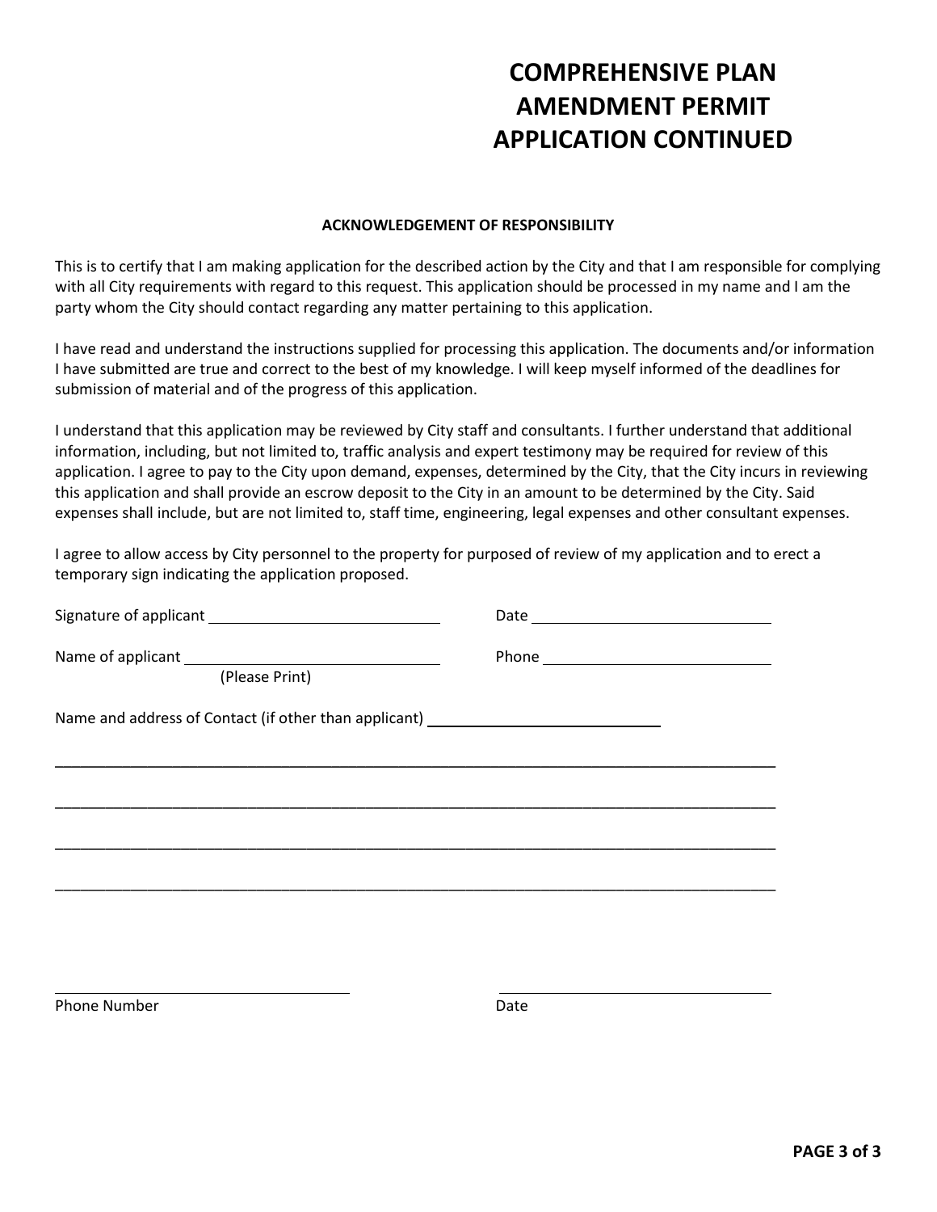# COMPREHENSIVE PLAN AMENDMENT PERMIT APPLICATION CONTINUED

**ACKNOWLEDGEMENT OF RESPONSIBILITY**

This is to certify that I am making application for the described action by the City and that I am responsible for complying with all City requirements with regard to this request. This application should be processed in my name and I am the party whom the City should contact regarding any matter pertaining to this application.

I have read and understand the instructions supplied for processing this application. The documents and/or information I have submitted are true and correct to the best of my knowledge. I will keep myself informed of the deadlines for submission of material and of the progress of this application.

I understand that this application may be reviewed by City staff and consultants. I further understand that additional information, including, but not limited to, traffic analysis and expert testimony may be required for review of this application. I agree to pay to the City upon demand, expenses, determined by the City, that the City incurs in reviewing this application and shall provide an escrow deposit to the City in an amount to be determined by the City. Said expenses shall include, but are not limited to, staff time, engineering, legal expenses and other consultant expenses.

I agree to allow access by City personnel to the property for purposed of review of my application and to erect a temporary sign indicating the application proposed.

Signature of applicant ____________________________ Date ____________________________

Name of applicant ____________________________ Phone ____________________________
(Please Print)

Name and address of Contact (if other than applicant) ____________________________

_____________________________________________________________________________

_____________________________________________________________________________

_____________________________________________________________________________

_____________________________________________________________________________

____________________________ ____________________________
Phone Number Date